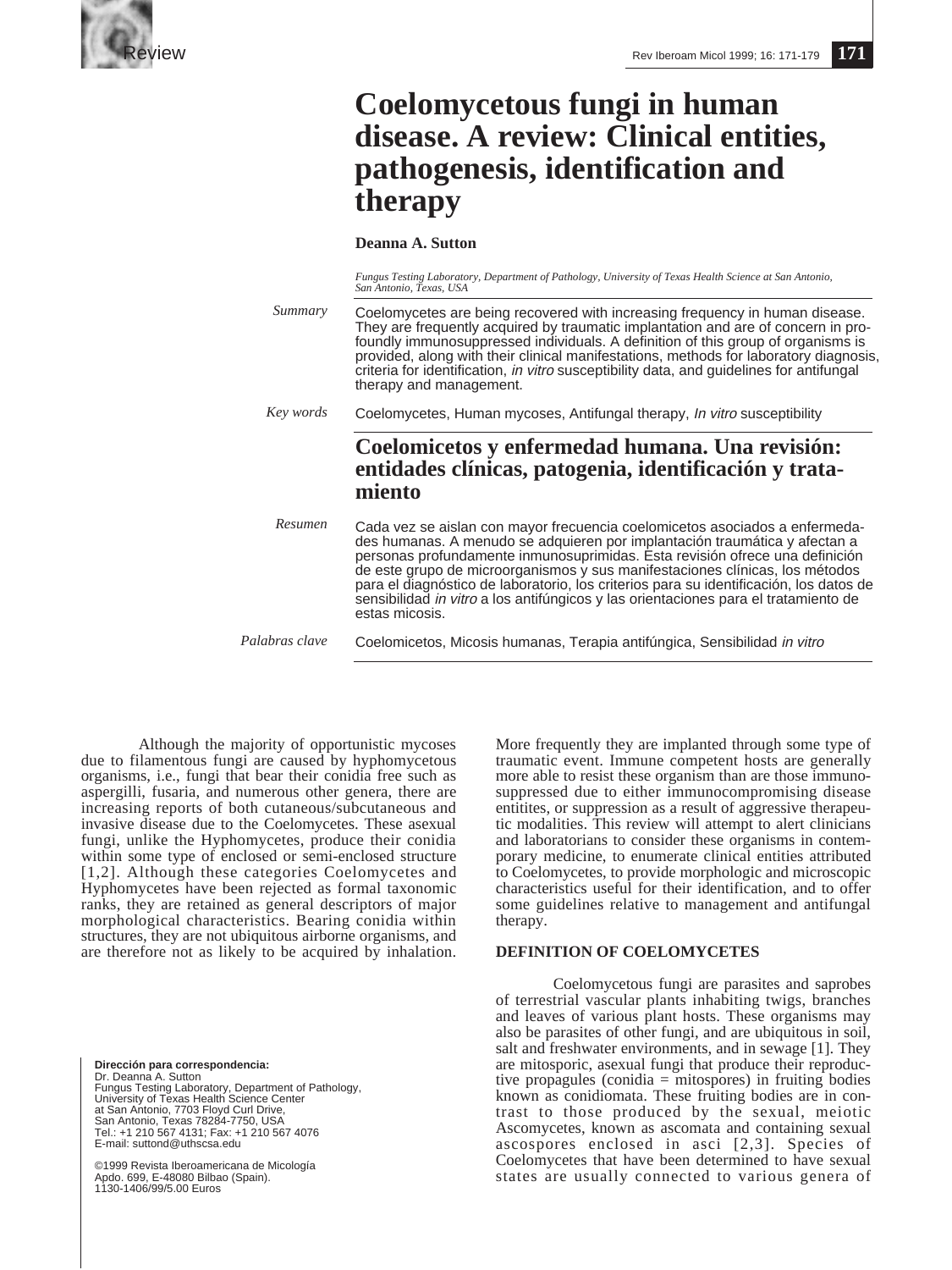Review

# Coelomycetous fungi in human disease. A review: Clinical entities, pathogenesis, identification and therapy

**Deanna A. Sutton**

*Fungus Testing Laboratory, Department of Pathology, University of Texas Health Science at San Antonio, San Antonio, Texas, USA*

*Summary*

Coelomycetes are being recovered with increasing frequency in human disease. They are frequently acquired by traumatic implantation and are of concern in profoundly immunosuppressed individuals. A definition of this group of organisms is provided, along with their clinical manifestations, methods for laboratory diagnosis, criteria for identification, *in vitro* susceptibility data, and guidelines for antifungal therapy and management.

*Key words*

Coelomycetes, Human mycoses, Antifungal therapy, *In vitro* susceptibility

## Coelomicetos y enfermedad humana. Una revisión: entidades clínicas, patogenia, identificación y tratamiento

*Resumen*

Cada vez se aislan con mayor frecuencia coelomicetos asociados a enfermedades humanas. A menudo se adquieren por implantación traumática y afectan a personas profundamente inmunosuprimidas. Esta revisión ofrece una definición de este grupo de microorganismos y sus manifestaciones clínicas, los métodos para el diagnóstico de laboratorio, los criterios para su identificación, los datos de sensibilidad *in vitro* a los antifúngicos y las orientaciones para el tratamiento de estas micosis.

*Palabras clave*

Coelomicetos, Micosis humanas, Terapia antifúngica, Sensibilidad *in vitro*

Although the majority of opportunistic mycoses due to filamentous fungi are caused by hyphomycetous organisms, i.e., fungi that bear their conidia free such as aspergilli, fusaria, and numerous other genera, there are increasing reports of both cutaneous/subcutaneous and invasive disease due to the Coelomycetes. These asexual fungi, unlike the Hyphomycetes, produce their conidia within some type of enclosed or semi-enclosed structure [1,2]. Although these categories Coelomycetes and Hyphomycetes have been rejected as formal taxonomic ranks, they are retained as general descriptors of major morphological characteristics. Bearing conidia within structures, they are not ubiquitous airborne organisms, and are therefore not as likely to be acquired by inhalation. More frequently they are implanted through some type of traumatic event. Immune competent hosts are generally more able to resist these organism than are those immunosuppressed due to either immunocompromising disease entitites, or suppression as a result of aggressive therapeutic modalities. This review will attempt to alert clinicians and laboratorians to consider these organisms in contemporary medicine, to enumerate clinical entities attributed to Coelomycetes, to provide morphologic and microscopic characteristics useful for their identification, and to offer some guidelines relative to management and antifungal therapy.

### DEFINITION OF COELOMYCETES

Coelomycetous fungi are parasites and saprobes of terrestrial vascular plants inhabiting twigs, branches and leaves of various plant hosts. These organisms may also be parasites of other fungi, and are ubiquitous in soil, salt and freshwater environments, and in sewage [1]. They are mitosporic, asexual fungi that produce their reproductive propagules (conidia = mitospores) in fruiting bodies known as conidiomata. These fruiting bodies are in contrast to those produced by the sexual, meiotic Ascomycetes, known as ascomata and containing sexual ascospores enclosed in asci [2,3]. Species of Coelomycetes that have been determined to have sexual states are usually connected to various genera of

**Dirección para correspondencia:**
Dr. Deanna A. Sutton
Fungus Testing Laboratory, Department of Pathology,
University of Texas Health Science Center
at San Antonio, 7703 Floyd Curl Drive,
San Antonio, Texas 78284-7750, USA
Tel.: +1 210 567 4131; Fax: +1 210 567 4076
E-mail: suttond@uthscsa.edu

©1999 Revista Iberoamericana de Micología
Apdo. 699, E-48080 Bilbao (Spain).
1130-1406/99/5.00 Euros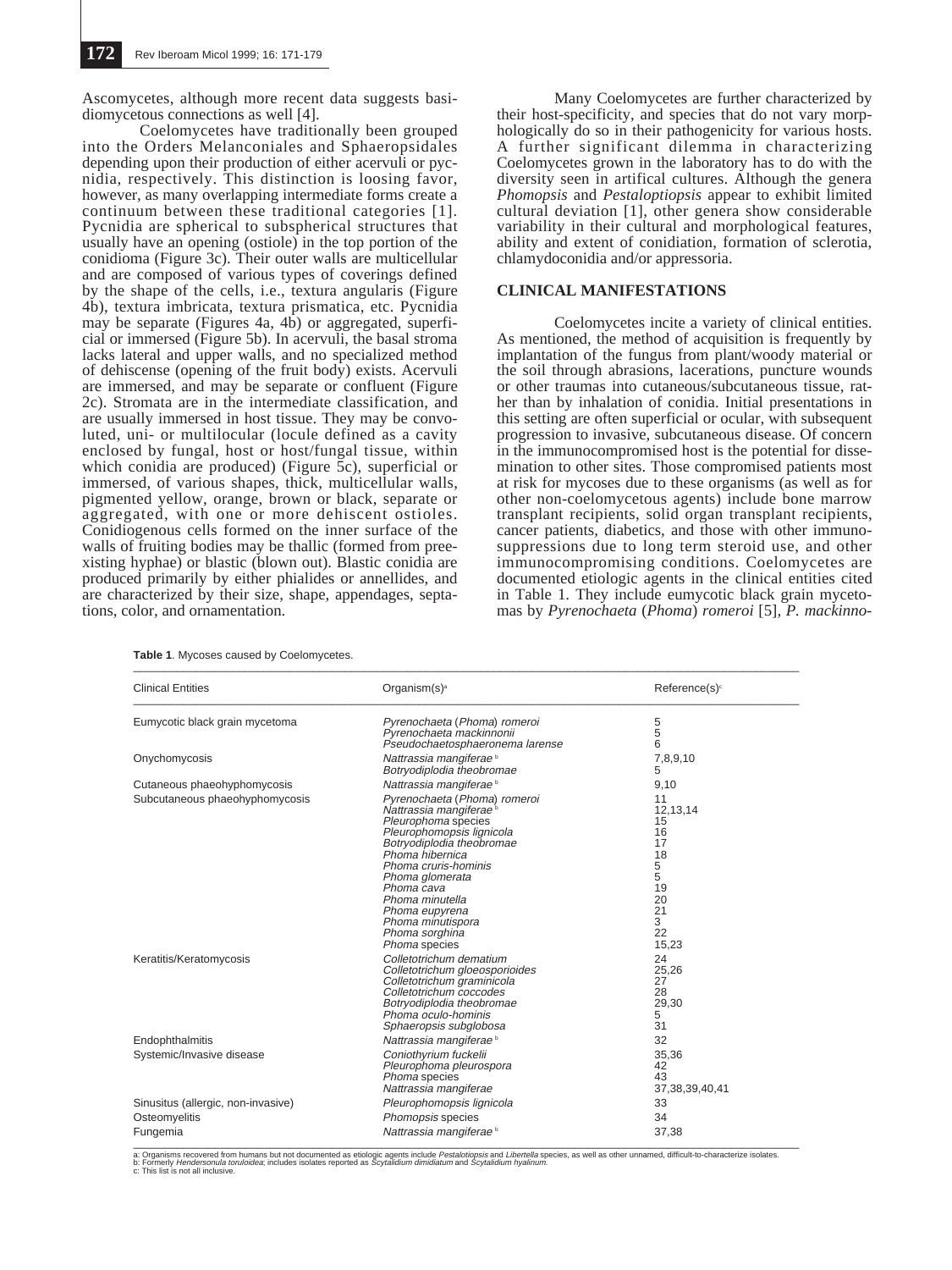Ascomycetes, although more recent data suggests basidiomycetous connections as well [4].

Coelomycetes have traditionally been grouped into the Orders Melanconiales and Sphaeropsidales depending upon their production of either acervuli or pycnidia, respectively. This distinction is loosing favor, however, as many overlapping intermediate forms create a continuum between these traditional categories [1]. Pycnidia are spherical to subspherical structures that usually have an opening (ostiole) in the top portion of the conidioma (Figure 3c). Their outer walls are multicellular and are composed of various types of coverings defined by the shape of the cells, i.e., textura angularis (Figure 4b), textura imbricata, textura prismatica, etc. Pycnidia may be separate (Figures 4a, 4b) or aggregated, superficial or immersed (Figure 5b). In acervuli, the basal stroma lacks lateral and upper walls, and no specialized method of dehiscense (opening of the fruit body) exists. Acervuli are immersed, and may be separate or confluent (Figure 2c). Stromata are in the intermediate classification, and are usually immersed in host tissue. They may be convoluted, uni- or multilocular (locule defined as a cavity enclosed by fungal, host or host/fungal tissue, within which conidia are produced) (Figure 5c), superficial or immersed, of various shapes, thick, multicellular walls, pigmented yellow, orange, brown or black, separate or aggregated, with one or more dehiscent ostioles. Conidiogenous cells formed on the inner surface of the walls of fruiting bodies may be thallic (formed from preexisting hyphae) or blastic (blown out). Blastic conidia are produced primarily by either phialides or annellides, and are characterized by their size, shape, appendages, septations, color, and ornamentation.

Many Coelomycetes are further characterized by their host-specificity, and species that do not vary morphologically do so in their pathogenicity for various hosts. A further significant dilemma in characterizing Coelomycetes grown in the laboratory has to do with the diversity seen in artifical cultures. Although the genera *Phomopsis* and *Pestaloptiopsis* appear to exhibit limited cultural deviation [1], other genera show considerable variability in their cultural and morphological features, ability and extent of conidiation, formation of sclerotia, chlamydoconidia and/or appressoria.

## CLINICAL MANIFESTATIONS

Coelomycetes incite a variety of clinical entities. As mentioned, the method of acquisition is frequently by implantation of the fungus from plant/woody material or the soil through abrasions, lacerations, puncture wounds or other traumas into cutaneous/subcutaneous tissue, rather than by inhalation of conidia. Initial presentations in this setting are often superficial or ocular, with subsequent progression to invasive, subcutaneous disease. Of concern in the immunocompromised host is the potential for dissemination to other sites. Those compromised patients most at risk for mycoses due to these organisms (as well as for other non-coelomycetous agents) include bone marrow transplant recipients, solid organ transplant recipients, cancer patients, diabetics, and those with other immunosuppressions due to long term steroid use, and other immunocompromising conditions. Coelomycetes are documented etiologic agents in the clinical entities cited in Table 1. They include eumycotic black grain mycetomas by *Pyrenochaeta* (*Phoma*) *romeroi* [5], *P. mackinno-*

**Table 1**. Mycoses caused by Coelomycetes.

| Clinical Entities | Organism(s)[a] | Reference(s)[c] |
|---|---|---|
| Eumycotic black grain mycetoma | *Pyrenochaeta* (*Phoma*) *romeroi* | 5 |
| | *Pyrenochaeta mackinnonii* | 5 |
| | *Pseudochaetosphaeronema larense* | 6 |
| Onychomycosis | *Nattrassia mangiferae*[b] | 7,8,9,10 |
| | *Botryodiplodia theobromae* | 5 |
| Cutaneous phaeohyphomycosis | *Nattrassia mangiferae*[b] | 9,10 |
| Subcutaneous phaeohyphomycosis | *Pyrenochaeta* (*Phoma*) *romeroi* | 11 |
| | *Nattrassia mangiferae*[b] | 12,13,14 |
| | *Pleurophoma* species | 15 |
| | *Pleurophomopsis lignicola* | 16 |
| | *Botryodiplodia theobromae* | 17 |
| | *Phoma hibernica* | 18 |
| | *Phoma cruris-hominis* | 5 |
| | *Phoma glomerata* | 5 |
| | *Phoma cava* | 19 |
| | *Phoma minutella* | 20 |
| | *Phoma eupyrena* | 21 |
| | *Phoma minutispora* | 3 |
| | *Phoma sorghina* | 22 |
| | *Phoma* species | 15,23 |
| Keratitis/Keratomycosis | *Colletotrichum dematium* | 24 |
| | *Colletotrichum gloeosporioides* | 25,26 |
| | *Colletotrichum graminicola* | 27 |
| | *Colletotrichum coccodes* | 28 |
| | *Botryodiplodia theobromae* | 29,30 |
| | *Phoma oculo-hominis* | 5 |
| | *Sphaeropsis subglobosa* | 31 |
| Endophthalmitis | *Nattrassia mangiferae*[b] | 32 |
| Systemic/Invasive disease | *Coniothyrium fuckelii* | 35,36 |
| | *Pleurophoma pleurospora* | 42 |
| | *Phoma* species | 43 |
| | *Nattrassia mangiferae* | 37,38,39,40,41 |
| Sinusitus (allergic, non-invasive) | *Pleurophomopsis lignicola* | 33 |
| Osteomyelitis | *Phomopsis* species | 34 |
| Fungemia | *Nattrassia mangiferae*[b] | 37,38 |

a: Organisms recovered from humans but not documented as etiologic agents include *Pestalotiopsis* and *Libertella* species, as well as other unnamed, difficult-to-characterize isolates.
b: Formerly *Hendersonula toruloidea*; includes isolates reported as *Scytalidium dimidiatum* and *Scytalidium hyalinum.*
c: This list is not all inclusive.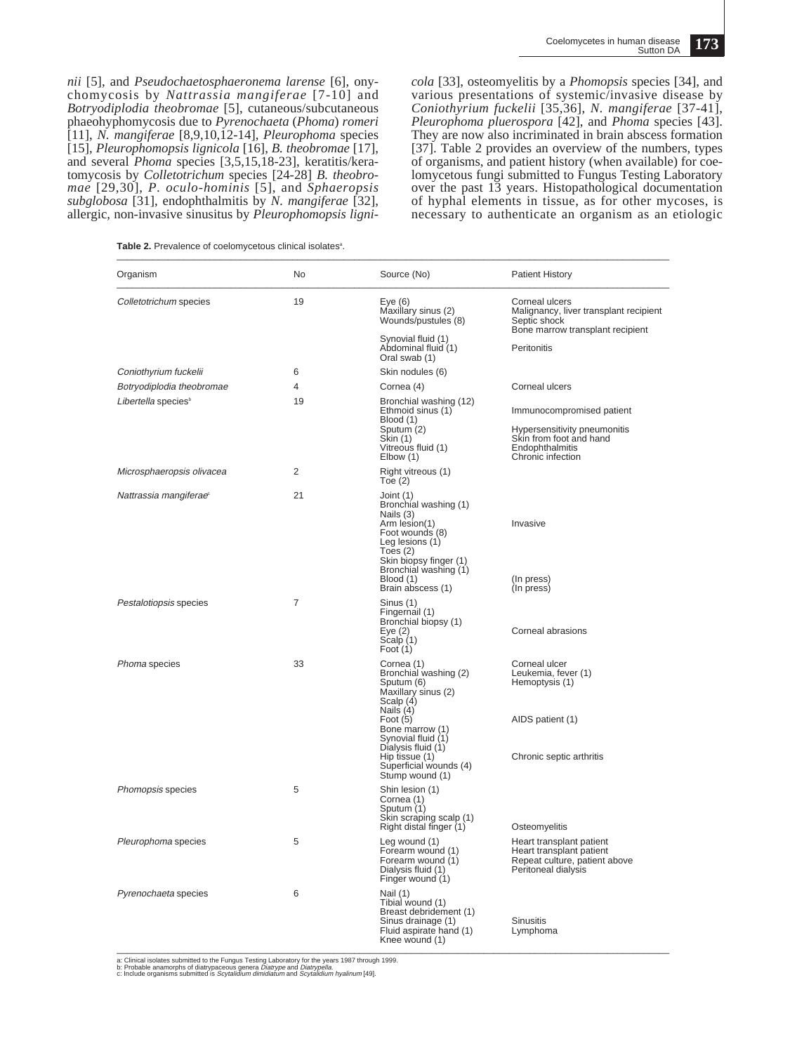*nii* [5], and *Pseudochaetosphaeronema larense* [6], onychomycosis by *Nattrassia mangiferae* [7-10] and *Botryodiplodia theobromae* [5], cutaneous/subcutaneous phaeohyphomycosis due to *Pyrenochaeta* (*Phoma*) *romeri* [11], *N. mangiferae* [8,9,10,12-14], *Pleurophoma* species [15], *Pleurophomopsis lignicola* [16], *B. theobromae* [17], and several *Phoma* species [3,5,15,18-23], keratitis/keratomycosis by *Colletotrichum* species [24-28] *B. theobromae* [29,30], *P. oculo-hominis* [5], and *Sphaeropsis subglobosa* [31], endophthalmitis by *N. mangiferae* [32], allergic, non-invasive sinusitus by *Pleurophomopsis lignicola* [33], osteomyelitis by a *Phomopsis* species [34], and various presentations of systemic/invasive disease by *Coniothyrium fuckelii* [35,36], *N. mangiferae* [37-41], *Pleurophoma pluerospora* [42], and *Phoma* species [43]. They are now also incriminated in brain abscess formation [37]. Table 2 provides an overview of the numbers, types of organisms, and patient history (when available) for coelomycetous fungi submitted to Fungus Testing Laboratory over the past 13 years. Histopathological documentation of hyphal elements in tissue, as for other mycoses, is necessary to authenticate an organism as an etiologic

**Table 2.** Prevalence of coelomycetous clinical isolates[a].

| Organism | No | Source (No) | Patient History |
|---|---|---|---|
| *Colletotrichum* species | 19 | Eye (6) | Corneal ulcers |
| | | Maxillary sinus (2) | Malignancy, liver transplant recipient |
| | | Wounds/pustules (8) | Septic shock |
| | | | Bone marrow transplant recipient |
| | | Synovial fluid (1) | |
| | | Abdominal fluid (1) | Peritonitis |
| | | Oral swab (1) | |
| *Coniothyrium fuckelii* | 6 | Skin nodules (6) | |
| *Botryodiplodia theobromae* | 4 | Cornea (4) | Corneal ulcers |
| *Libertella* species[b] | 19 | Bronchial washing (12) | |
| | | Ethmoid sinus (1) | Immunocompromised patient |
| | | Blood (1) | |
| | | Sputum (2) | Hypersensitivity pneumonitis |
| | | Skin (1) | Skin from foot and hand |
| | | Vitreous fluid (1) | Endophthalmitis |
| | | Elbow (1) | Chronic infection |
| *Microsphaeropsis olivacea* | 2 | Right vitreous (1) | |
| | | Toe (2) | |
| *Nattrassia mangiferae*[c] | 21 | Joint (1) | |
| | | Bronchial washing (1) | |
| | | Nails (3) | |
| | | Arm lesion(1) | Invasive |
| | | Foot wounds (8) | |
| | | Leg lesions (1) | |
| | | Toes (2) | |
| | | Skin biopsy finger (1) | |
| | | Bronchial washing (1) | |
| | | Blood (1) | (In press) |
| | | Brain abscess (1) | (In press) |
| *Pestalotiopsis* species | 7 | Sinus (1) | |
| | | Fingernail (1) | |
| | | Bronchial biopsy (1) | |
| | | Eye (2) | Corneal abrasions |
| | | Scalp (1) | |
| | | Foot (1) | |
| *Phoma* species | 33 | Cornea (1) | Corneal ulcer |
| | | Bronchial washing (2) | Leukemia, fever (1) |
| | | Sputum (6) | Hemoptysis (1) |
| | | Maxillary sinus (2) | |
| | | Scalp (4) | |
| | | Nails (4) | |
| | | Foot (5) | AIDS patient (1) |
| | | Bone marrow (1) | |
| | | Synovial fluid (1) | |
| | | Dialysis fluid (1) | |
| | | Hip tissue (1) | Chronic septic arthritis |
| | | Superficial wounds (4) | |
| | | Stump wound (1) | |
| *Phomopsis* species | 5 | Shin lesion (1) | |
| | | Cornea (1) | |
| | | Sputum (1) | |
| | | Skin scraping scalp (1) | |
| | | Right distal finger (1) | Osteomyelitis |
| *Pleurophoma* species | 5 | Leg wound (1) | Heart transplant patient |
| | | Forearm wound (1) | Heart transplant patient |
| | | Forearm wound (1) | Repeat culture, patient above |
| | | Dialysis fluid (1) | Peritoneal dialysis |
| | | Finger wound (1) | |
| *Pyrenochaeta* species | 6 | Nail (1) | |
| | | Tibial wound (1) | |
| | | Breast debridement (1) | |
| | | Sinus drainage (1) | Sinusitis |
| | | Fluid aspirate hand (1) | Lymphoma |
| | | Knee wound (1) | |

a: Clinical isolates submitted to the Fungus Testing Laboratory for the years 1987 through 1999.
b: Probable anamorphs of diatrypaceous genera *Diatrype* and *Diatrypella*.
c: Include organisms submitted is *Scytalidium dimidiatum* and *Scytalidium hyalinum* [49].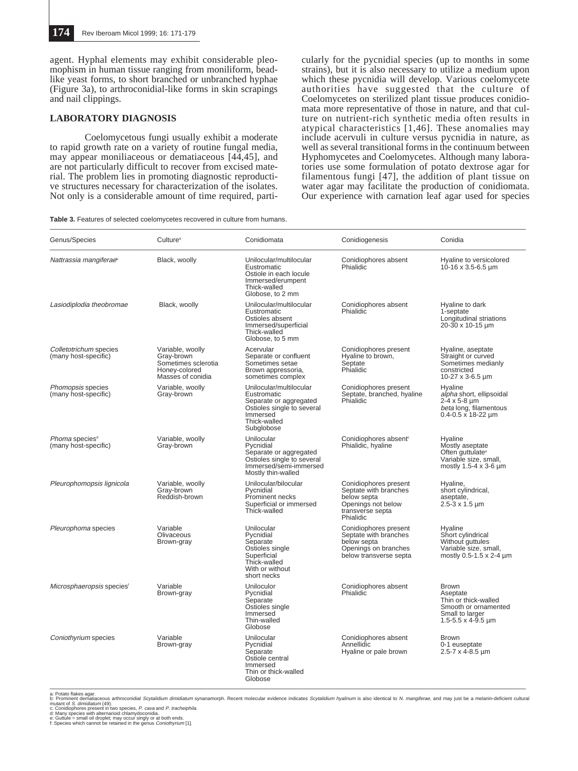agent. Hyphal elements may exhibit considerable pleomophism in human tissue ranging from moniliform, bead-like yeast forms, to short branched or unbranched hyphae (Figure 3a), to arthroconidial-like forms in skin scrapings and nail clippings.

## LABORATORY DIAGNOSIS

Coelomycetous fungi usually exhibit a moderate to rapid growth rate on a variety of routine fungal media, may appear moniliaceous or dematiaceous [44,45], and are not particularly difficult to recover from excised material. The problem lies in promoting diagnostic reproductive structures necessary for characterization of the isolates. Not only is a considerable amount of time required, particularly for the pycnidial species (up to months in some strains), but it is also necessary to utilize a medium upon which these pycnidia will develop. Various coelomycete authorities have suggested that the culture of Coelomycetes on sterilized plant tissue produces conidiomata more representative of those in nature, and that culture on nutrient-rich synthetic media often results in atypical characteristics [1,46]. These anomalies may include acervuli in culture versus pycnidia in nature, as well as several transitional forms in the continuum between Hyphomycetes and Coelomycetes. Although many laboratories use some formulation of potato dextrose agar for filamentous fungi [47], the addition of plant tissue on water agar may facilitate the production of conidiomata. Our experience with carnation leaf agar used for species

**Table 3.** Features of selected coelomycetes recovered in culture from humans.

| Genus/Species | Culture[a] | Conidiomata | Conidiogenesis | Conidia |
|---|---|---|---|---|
| *Nattrassia mangiferae*[b] | Black, woolly | Unilocular/multilocular<br>Eustromatic<br>Ostiole in each locule<br>Immersed/erumpent<br>Thick-walled<br>Globose, to 2 mm | Conidiophores absent<br>Phialidic | Hyaline to versicolored<br>10-16 x 3.5-6.5 µm |
| *Lasiodiplodia theobromae* | Black, woolly | Unilocular/multilocular<br>Eustromatic<br>Ostioles absent<br>Immersed/superficial<br>Thick-walled<br>Globose, to 5 mm | Conidiophores absent<br>Phialidic | Hyaline to dark<br>1-septate<br>Longitudinal striations<br>20-30 x 10-15 µm |
| *Colletotrichum* species<br>(many host-specific) | Variable, woolly<br>Gray-brown<br>Sometimes sclerotia<br>Honey-colored<br>Masses of conidia | Acervular<br>Separate or confluent<br>Sometimes setae<br>Brown appressoria,<br>sometimes complex | Conidiophores present<br>Hyaline to brown,<br>Septate<br>Phialidic | Hyaline, aseptate<br>Straight or curved<br>Sometimes medianly<br>constricted<br>10-27 x 3-6.5 µm |
| *Phomopsis* species<br>(many host-specific) | Variable, woolly<br>Gray-brown | Unilocular/multilocular<br>Eustromatic<br>Separate or aggregated<br>Ostioles single to several<br>Immersed<br>Thick-walled<br>Subglobose | Conidiophores present<br>Septate, branched, hyaline<br>Phialidic | Hyaline<br>*alpha* short, ellipsoidal<br>2-4 x 5-8 µm<br>*beta* long, filamentous<br>0.4-0.5 x 18-22 µm |
| *Phoma* species[d]<br>(many host-specific) | Variable, woolly<br>Gray-brown | Unilocular<br>Pycnidial<br>Separate or aggregated<br>Ostioles single to several<br>Immersed/semi-immersed<br>Mostly thin-walled | Conidiophores absent[c]<br>Phialidic, hyaline | Hyaline<br>Mostly aseptate<br>Often guttulate[e]<br>Variable size, small,<br>mostly 1.5-4 x 3-6 µm |
| *Pleurophomopsis lignicola* | Variable, woolly<br>Gray-brown<br>Reddish-brown | Unilocular/bilocular<br>Pycnidial<br>Prominent necks<br>Superficial or immersed<br>Thick-walled | Conidiophores present<br>Septate with branches<br>below septa<br>Openings not below<br>transverse septa<br>Phialidic | Hyaline,<br>short cylindrical,<br>aseptate,<br>2.5-3 x 1.5 µm |
| *Pleurophoma* species | Variable<br>Olivaceous<br>Brown-gray | Unilocular<br>Pycnidial<br>Separate<br>Ostioles single<br>Superficial<br>Thick-walled<br>With or without<br>short necks | Conidiophores present<br>Septate with branches<br>below septa<br>Openings on branches<br>below transverse septa | Hyaline<br>Short cylindrical<br>Without guttules<br>Variable size, small,<br>mostly 0.5-1.5 x 2-4 µm |
| *Microsphaeropsis* species[f] | Variable<br>Brown-gray | Unilocolor<br>Pycnidial<br>Separate<br>Ostioles single<br>Immersed<br>Thin-walled<br>Globose | Conidiophores absent<br>Phialidic | Brown<br>Aseptate<br>Thin or thick-walled<br>Smooth or ornamented<br>Small to larger<br>1.5-5.5 x 4-9.5 µm |
| *Coniothyrium* species | Variable<br>Brown-gray | Unilocular<br>Pycnidial<br>Separate<br>Ostiole central<br>Immersed<br>Thin or thick-walled<br>Globose | Conidiophores absent<br>Annellidic<br>Hyaline or pale brown | Brown<br>0-1 euseptate<br>2.5-7 x 4-8.5 µm |

a: Potato flakes agar.
b: Prominent dematiaceous arthroconidial *Scytalidium dimidiatum* synanamorph. Recent molecular evidence indicates *Scytalidium hyalinum* is also identical to *N. mangiferae*, and may just be a melanin-deficient cultural mutant of *S. dimidiatum* (49).
c: Conidiophores present in two species, *P. cava* and *P. tracheiphila*.
d: Many species with alternarioid chlamydoconidia.
e: Guttule = small oil droplet; may occur singly or at both ends.
f: Species which cannot be retained in the genus *Coniothyrium* [1].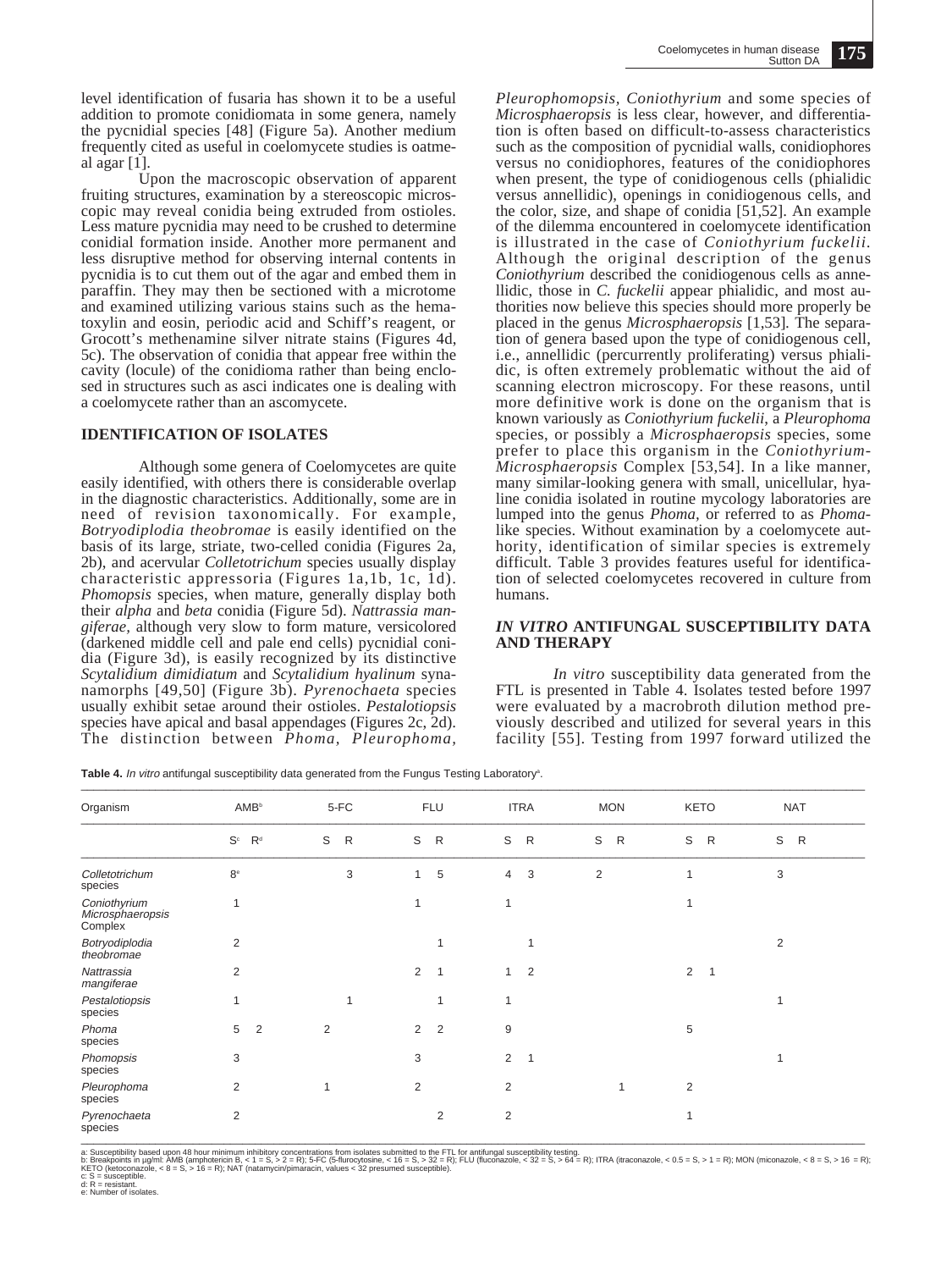level identification of fusaria has shown it to be a useful addition to promote conidiomata in some genera, namely the pycnidial species [48] (Figure 5a). Another medium frequently cited as useful in coelomycete studies is oatmeal agar [1].

Upon the macroscopic observation of apparent fruiting structures, examination by a stereoscopic microscopic may reveal conidia being extruded from ostioles. Less mature pycnidia may need to be crushed to determine conidial formation inside. Another more permanent and less disruptive method for observing internal contents in pycnidia is to cut them out of the agar and embed them in paraffin. They may then be sectioned with a microtome and examined utilizing various stains such as the hematoxylin and eosin, periodic acid and Schiff's reagent, or Grocott's methenamine silver nitrate stains (Figures 4d, 5c). The observation of conidia that appear free within the cavity (locule) of the conidioma rather than being enclosed in structures such as asci indicates one is dealing with a coelomycete rather than an ascomycete.

## IDENTIFICATION OF ISOLATES

Although some genera of Coelomycetes are quite easily identified, with others there is considerable overlap in the diagnostic characteristics. Additionally, some are in need of revision taxonomically. For example, *Botryodiplodia theobromae* is easily identified on the basis of its large, striate, two-celled conidia (Figures 2a, 2b), and acervular *Colletotrichum* species usually display characteristic appressoria (Figures 1a,1b, 1c, 1d). *Phomopsis* species, when mature, generally display both their *alpha* and *beta* conidia (Figure 5d). *Nattrassia mangiferae*, although very slow to form mature, versicolored (darkened middle cell and pale end cells) pycnidial conidia (Figure 3d), is easily recognized by its distinctive *Scytalidium dimidiatum* and *Scytalidium hyalinum* synanamorphs [49,50] (Figure 3b). *Pyrenochaeta* species usually exhibit setae around their ostioles. *Pestalotiopsis* species have apical and basal appendages (Figures 2c, 2d). The distinction between *Phoma, Pleurophoma, Pleurophomopsis, Coniothyrium* and some species of *Microsphaeropsis* is less clear, however, and differentiation is often based on difficult-to-assess characteristics such as the composition of pycnidial walls, conidiophores versus no conidiophores, features of the conidiophores when present, the type of conidiogenous cells (phialidic versus annellidic), openings in conidiogenous cells, and the color, size, and shape of conidia [51,52]. An example of the dilemma encountered in coelomycete identification is illustrated in the case of *Coniothyrium fuckelii*. Although the original description of the genus *Coniothyrium* described the conidiogenous cells as annellidic, those in *C. fuckelii* appear phialidic, and most authorities now believe this species should more properly be placed in the genus *Microsphaeropsis* [1,53]. The separation of genera based upon the type of conidiogenous cell, i.e., annellidic (percurrently proliferating) versus phialidic, is often extremely problematic without the aid of scanning electron microscopy. For these reasons, until more definitive work is done on the organism that is known variously as *Coniothyrium fuckelii*, a *Pleurophoma* species, or possibly a *Microsphaeropsis* species, some prefer to place this organism in the *Coniothyrium-Microsphaeropsis* Complex [53,54]. In a like manner, many similar-looking genera with small, unicellular, hyaline conidia isolated in routine mycology laboratories are lumped into the genus *Phoma*, or referred to as *Phoma*-like species. Without examination by a coelomycete authority, identification of similar species is extremely difficult. Table 3 provides features useful for identification of selected coelomycetes recovered in culture from humans.

## *IN VITRO* ANTIFUNGAL SUSCEPTIBILITY DATA AND THERAPY

*In vitro* susceptibility data generated from the FTL is presented in Table 4. Isolates tested before 1997 were evaluated by a macrobroth dilution method previously described and utilized for several years in this facility [55]. Testing from 1997 forward utilized the

**Table 4.** *In vitro* antifungal susceptibility data generated from the Fungus Testing Laboratory[a].

| Organism | AMB[b] | | 5-FC | | FLU | | ITRA | | MON | | KETO | | NAT | |
|---|---|---|---|---|---|---|---|---|---|---|---|---|---|---|
| | S[c] | R[d] | S | R | S | R | S | R | S | R | S | R | S | R |
| *Colletotrichum* species | 8[e] | | | 3 | 1 | 5 | 4 | 3 | 2 | | 1 | | 3 | |
| *Coniothyrium Microsphaeropsis* Complex | 1 | | | | 1 | | 1 | | | | 1 | | | |
| *Botryodiplodia theobromae* | 2 | | | | | 1 | | 1 | | | | | 2 | |
| *Nattrassia mangiferae* | 2 | | | | 2 | 1 | 1 | 2 | | | 2 | 1 | | |
| *Pestalotiopsis* species | 1 | | | 1 | | 1 | 1 | | | | | | 1 | |
| *Phoma* species | 5 | 2 | 2 | | 2 | 2 | 9 | | | | 5 | | | |
| *Phomopsis* species | 3 | | | | 3 | | 2 | 1 | | | | | 1 | |
| *Pleurophoma* species | 2 | | 1 | | 2 | | 2 | | | 1 | 2 | | | |
| *Pyrenochaeta* species | 2 | | | | | 2 | 2 | | | | 1 | | | |

a: Susceptibility based upon 48 hour minimum inhibitory concentrations from isolates submitted to the FTL for antifungal susceptibility testing.
b: Breakpoints in µg/ml: AMB (amphotericin B, < 1 = S, > 2 = R); 5-FC (5-flurocytosine, < 16 = S, > 32 = R); FLU (fluconazole, < 32 = S, > 64 = R); ITRA (itraconazole, < 0.5 = S, > 1 = R); MON (miconazole, < 8 = S, > 16 = R); KETO (ketoconazole, < 8 = S, > 16 = R); NAT (natamycin/pimaracin, values < 32 presumed susceptible).
c: S = susceptible.
d: R = resistant.
e: Number of isolates.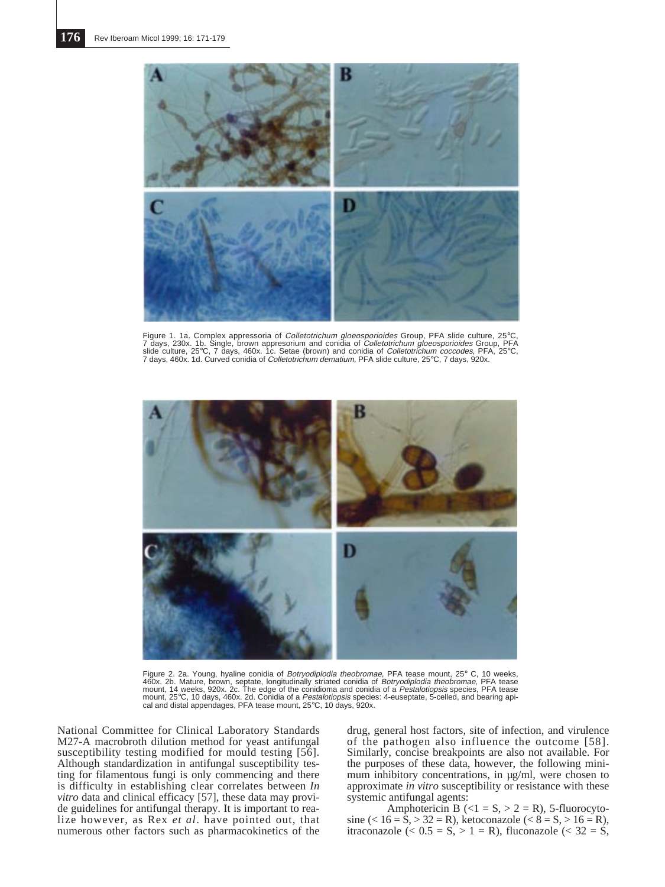Figure 1. 1a. Complex appressoria of *Colletotrichum gloeosporioides* Group, PFA slide culture, 25°C, 7 days, 230x. 1b. Single, brown appresorium and conidia of *Colletotrichum gloeosporioides* Group, PFA slide culture, 25°C, 7 days, 460x. 1c. Setae (brown) and conidia of *Colletotrichum coccodes,* PFA, 25°C, 7 days, 460x. 1d. Curved conidia of *Colletotrichum dematium,* PFA slide culture, 25°C, 7 days, 920x.

Figure 2. 2a. Young, hyaline conidia of *Botryodiplodia theobromae,* PFA tease mount, 25° C, 10 weeks, 460x. 2b. Mature, brown, septate, longitudinally striated conidia of *Botryodiplodia theobromae,* PFA tease mount, 14 weeks, 920x. 2c. The edge of the conidioma and conidia of a *Pestalotiopsis* species, PFA tease mount, 25°C, 10 days, 460x. 2d. Conidia of a *Pestalotiopsis* species: 4-euseptate, 5-celled, and bearing apical and distal appendages, PFA tease mount, 25°C, 10 days, 920x.

National Committee for Clinical Laboratory Standards M27-A macrobroth dilution method for yeast antifungal susceptibility testing modified for mould testing [56]. Although standardization in antifungal susceptibility testing for filamentous fungi is only commencing and there is difficulty in establishing clear correlates between *In vitro* data and clinical efficacy [57], these data may provide guidelines for antifungal therapy. It is important to realize however, as Rex *et al*. have pointed out, that numerous other factors such as pharmacokinetics of the drug, general host factors, site of infection, and virulence of the pathogen also influence the outcome [58]. Similarly, concise breakpoints are also not available. For the purposes of these data, however, the following minimum inhibitory concentrations, in µg/ml, were chosen to approximate *in vitro* susceptibility or resistance with these systemic antifungal agents:

Amphotericin B ($<1$ = S, $> 2$ = R), 5-fluorocytosine ($< 16$ = S, $> 32$ = R), ketoconazole ($< 8$ = S, $> 16$ = R), itraconazole ($< 0.5$ = S, $> 1$ = R), fluconazole ($< 32$ = S,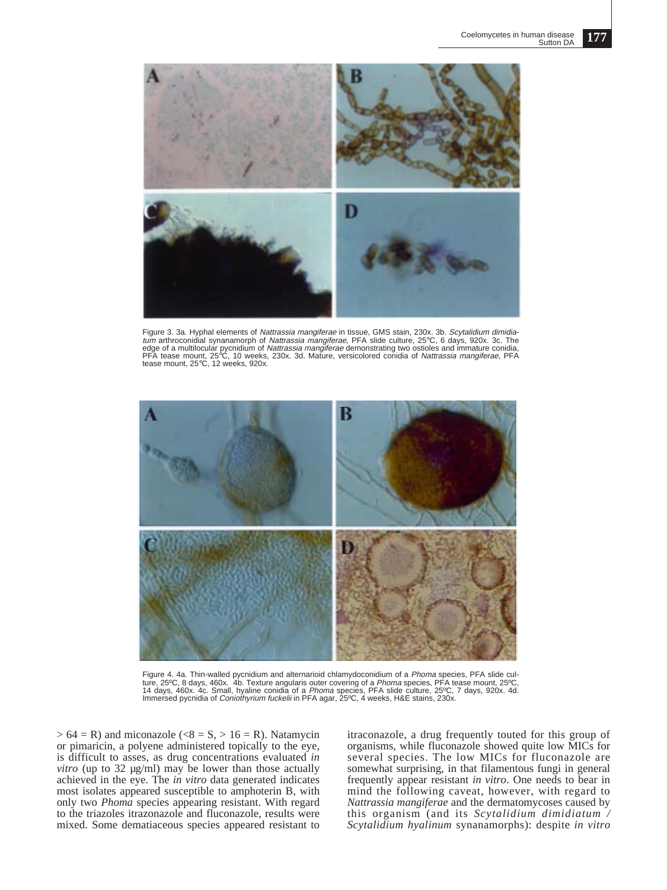Figure 3. 3a. Hyphal elements of *Nattrassia mangiferae* in tissue, GMS stain, 230x. 3b. *Scytalidium dimidiatum* arthroconidial synanamorph of *Nattrassia mangiferae,* PFA slide culture, 25°C, 6 days, 920x. 3c. The edge of a multilocular pycnidium of *Nattrassia mangiferae* demonstrating two ostioles and immature conidia, PFA tease mount, 25°C, 10 weeks, 230x. 3d. Mature, versicolored conidia of *Nattrassia mangiferae,* PFA tease mount, 25°C, 12 weeks, 920x.

Figure 4. 4a. Thin-walled pycnidium and alternarioid chlamydoconidium of a *Phoma* species, PFA slide culture, 25ºC, 8 days, 460x. 4b. Texture angularis outer covering of a *Phoma* species, PFA tease mount, 25ºC, 14 days, 460x. 4c. Small, hyaline conidia of a *Phoma* species, PFA slide culture, 25ºC, 7 days, 920x. 4d. Immersed pycnidia of *Coniothyrium fuckelii* in PFA agar, 25ºC, 4 weeks, H&E stains, 230x.

$> 64$ = R) and miconazole ($<8$ = S, $> 16$ = R). Natamycin or pimaricin, a polyene administered topically to the eye, is difficult to asses, as drug concentrations evaluated *in vitro* (up to 32 µg/ml) may be lower than those actually achieved in the eye. The *in vitro* data generated indicates most isolates appeared susceptible to amphoterin B, with only two *Phoma* species appearing resistant. With regard to the triazoles itrazonazole and fluconazole, results were mixed. Some dematiaceous species appeared resistant to itraconazole, a drug frequently touted for this group of organisms, while fluconazole showed quite low MICs for several species. The low MICs for fluconazole are somewhat surprising, in that filamentous fungi in general frequently appear resistant *in vitro*. One needs to bear in mind the following caveat, however, with regard to *Nattrassia mangiferae* and the dermatomycoses caused by this organism (and its *Scytalidium dimidiatum / Scytalidium hyalinum* synanamorphs): despite *in vitro*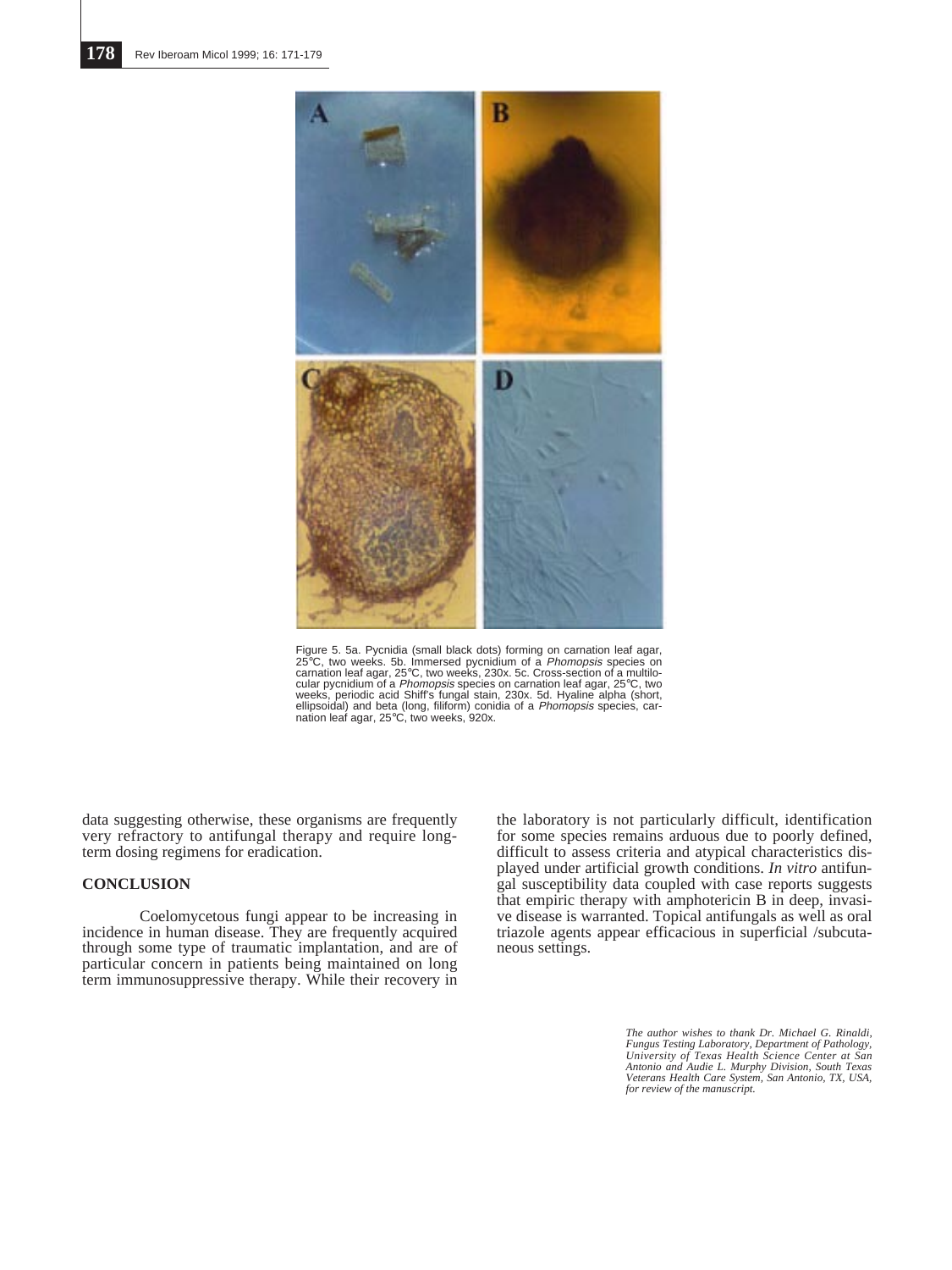Figure 5. 5a. Pycnidia (small black dots) forming on carnation leaf agar, 25°C, two weeks. 5b. Immersed pycnidium of a *Phomopsis* species on carnation leaf agar, 25°C, two weeks, 230x. 5c. Cross-section of a multilocular pycnidium of a *Phomopsis* species on carnation leaf agar, 25°C, two weeks, periodic acid Shiff's fungal stain, 230x. 5d. Hyaline alpha (short, ellipsoidal) and beta (long, filiform) conidia of a *Phomopsis* species, carnation leaf agar, 25°C, two weeks, 920x.

data suggesting otherwise, these organisms are frequently very refractory to antifungal therapy and require long-term dosing regimens for eradication.

## CONCLUSION

Coelomycetous fungi appear to be increasing in incidence in human disease. They are frequently acquired through some type of traumatic implantation, and are of particular concern in patients being maintained on long term immunosuppressive therapy. While their recovery in the laboratory is not particularly difficult, identification for some species remains arduous due to poorly defined, difficult to assess criteria and atypical characteristics displayed under artificial growth conditions. *In vitro* antifungal susceptibility data coupled with case reports suggests that empiric therapy with amphotericin B in deep, invasive disease is warranted. Topical antifungals as well as oral triazole agents appear efficacious in superficial /subcutaneous settings.

*The author wishes to thank Dr. Michael G. Rinaldi, Fungus Testing Laboratory, Department of Pathology, University of Texas Health Science Center at San Antonio and Audie L. Murphy Division, South Texas Veterans Health Care System, San Antonio, TX, USA, for review of the manuscript.*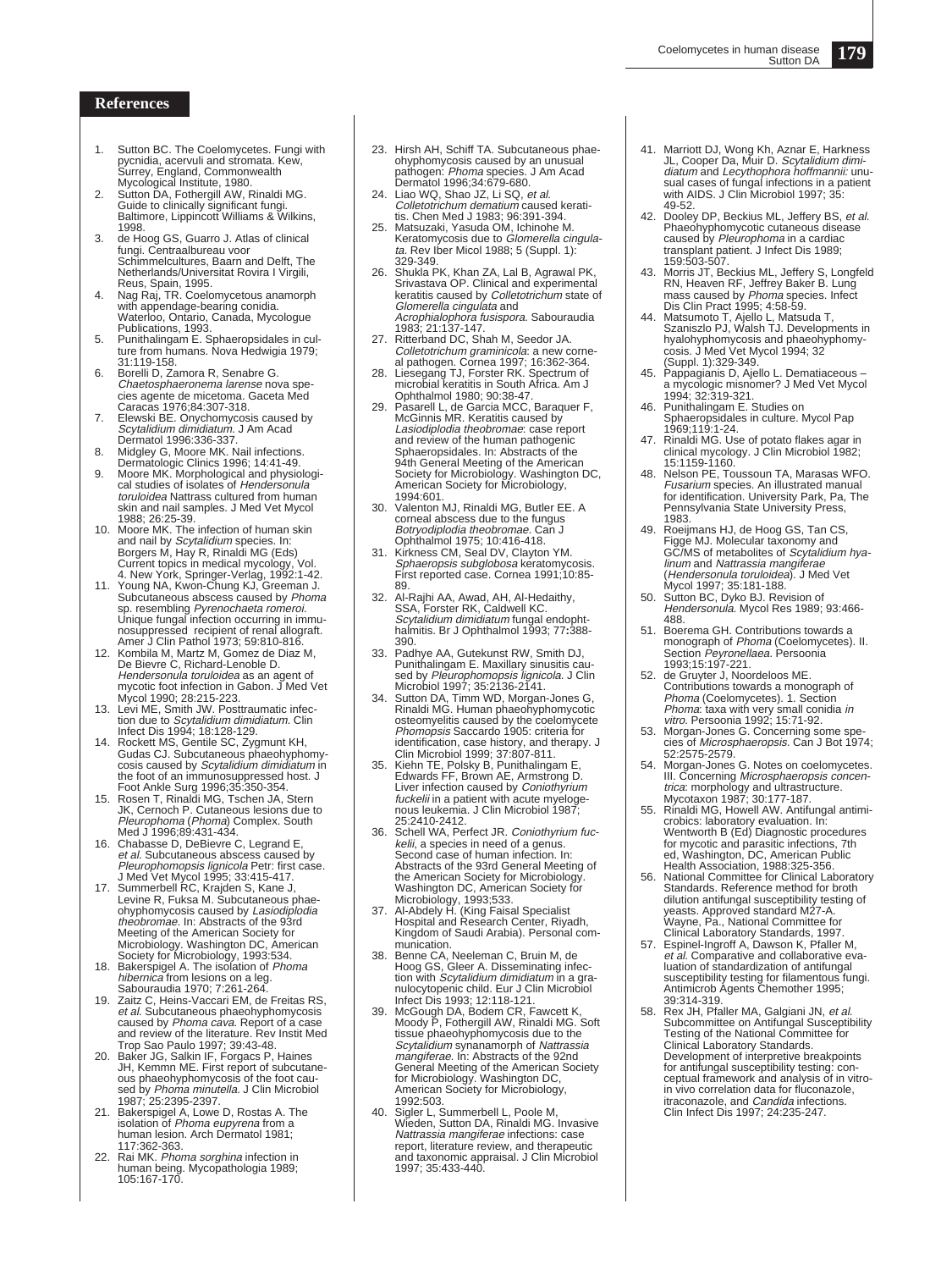## References

1. Sutton BC. The Coelomycetes. Fungi with pycnidia, acervuli and stromata. Kew, Surrey, England, Commonwealth Mycological Institute, 1980.
2. Sutton DA, Fothergill AW, Rinaldi MG. Guide to clinically significant fungi. Baltimore, Lippincott Williams & Wilkins, 1998.
3. de Hoog GS, Guarro J. Atlas of clinical fungi. Centraalbureau voor Schimmelcultures, Baarn and Delft, The Netherlands/Universitat Rovira I Virgili, Reus, Spain, 1995.
4. Nag Raj, TR. Coelomycetous anamorph with appendage-bearing conidia. Waterloo, Ontario, Canada, Mycologue Publications, 1993.
5. Punithalingam E. Sphaeropsidales in culture from humans. Nova Hedwigia 1979; 31:119-158.
6. Borelli D, Zamora R, Senabre G. *Chaetosphaeronema larense* nova species agente de micetoma. Gaceta Med Caracas 1976;84:307-318.
7. Elewski BE. Onychomycosis caused by *Scytalidium dimidiatum.* J Am Acad Dermatol 1996:336-337.
8. Midgley G, Moore MK. Nail infections. Dermatologic Clinics 1996; 14:41-49.
9. Moore MK. Morphological and physiological studies of isolates of *Hendersonula toruloidea* Nattrass cultured from human skin and nail samples. J Med Vet Mycol 1988; 26:25-39.
10. Moore MK. The infection of human skin and nail by *Scytalidium* species. In: Borgers M, Hay R, Rinaldi MG (Eds) Current topics in medical mycology, Vol. 4. New York, Springer-Verlag, 1992:1-42.
11. Young NA, Kwon-Chung KJ, Greeman J. Subcutaneous abscess caused by *Phoma* sp. resembling *Pyrenochaeta romeroi*. Unique fungal infection occurring in immunosuppressed recipient of renal allograft. Amer J Clin Pathol 1973; 59:810-816.
12. Kombila M, Martz M, Gomez de Diaz M, De Bievre C, Richard-Lenoble D. *Hendersonula toruloidea* as an agent of mycotic foot infection in Gabon. J Med Vet Mycol 1990; 28:215-223.
13. Levi ME, Smith JW. Posttraumatic infection due to *Scytalidium dimidiatum.* Clin Infect Dis 1994; 18:128-129.
14. Rockett MS, Gentile SC, Zygmunt KH, Gudas CJ. Subcutaneous phaeohyphomycosis caused by *Scytalidium dimidiatum* in the foot of an immunosuppressed host. J Foot Ankle Surg 1996;35:350-354.
15. Rosen T, Rinaldi MG, Tschen JA, Stern JK, Cernoch P. Cutaneous lesions due to *Pleurophoma* (*Phoma*) Complex. South Med J 1996;89:431-434.
16. Chabasse D, DeBievre C, Legrand E, *et al.* Subcutaneous abscess caused by *Pleurophomopsis lignicola* Petr: first case. J Med Vet Mycol 1995; 33:415-417.
17. Summerbell RC, Krajden S, Kane J, Levine R, Fuksa M. Subcutaneous phaeohyphomycosis caused by *Lasiodiplodia theobromae.* In: Abstracts of the 93rd Meeting of the American Society for Microbiology. Washington DC, American Society for Microbiology, 1993:534.
18. Bakerspigel A. The isolation of *Phoma hibernica* from lesions on a leg. Sabouraudia 1970; 7:261-264.
19. Zaitz C, Heins-Vaccari EM, de Freitas RS, *et al.* Subcutaneous phaeohyphomycosis caused by *Phoma cava*. Report of a case and review of the literature. Rev Instit Med Trop Sao Paulo 1997; 39:43-48.
20. Baker JG, Salkin IF, Forgacs P, Haines JH, Kemmn ME. First report of subcutaneous phaeohyphomycosis of the foot caused by *Phoma minutella.* J Clin Microbiol 1987; 25:2395-2397.
21. Bakerspigel A, Lowe D, Rostas A. The isolation of *Phoma eupyrena* from a human lesion. Arch Dermatol 1981; 117:362-363.
22. Rai MK. *Phoma sorghina* infection in human being. Mycopathologia 1989; 105:167-170.
23. Hirsh AH, Schiff TA. Subcutaneous phaeohyphomycosis caused by an unusual pathogen: *Phoma* species. J Am Acad Dermatol 1996;34:679-680.
24. Liao WQ, Shao JZ, Li SQ, *et al.* *Colletotrichum dematium* caused keratitis. Chen Med J 1983; 96:391-394.
25. Matsuzaki, Yasuda OM, Ichinohe M. Keratomycosis due to *Glomerella cingulata.* Rev Iber Micol 1988; 5 (Suppl. 1): 329-349.
26. Shukla PK, Khan ZA, Lal B, Agrawal PK, Srivastava OP. Clinical and experimental keratitis caused by *Colletotrichum* state of *Glomerella cingulata* and *Acrophialophora fusispora.* Sabouraudia 1983; 21:137-147.
27. Ritterband DC, Shah M, Seedor JA. *Colletotrichum graminicola*: a new corneal pathogen. Cornea 1997; 16:362-364.
28. Liesegang TJ, Forster RK. Spectrum of microbial keratitis in South Africa. Am J Ophthalmol 1980; 90:38-47.
29. Pasarell L, de Garcia MCC, Baraquer F, McGinnis MR. Keratitis caused by *Lasiodiplodia theobromae*: case report and review of the human pathogenic Sphaeropsidales. In: Abstracts of the 94th General Meeting of the American Society for Microbiology. Washington DC, American Society for Microbiology, 1994:601.
30. Valenton MJ, Rinaldi MG, Butler EE. A corneal abscess due to the fungus *Botryodiplodia theobromae.* Can J Ophthalmol 1975; 10:416-418.
31. Kirkness CM, Seal DV, Clayton YM. *Sphaeropsis subglobosa* keratomycosis. First reported case. Cornea 1991;10:85-89.
32. Al-Rajhi AA, Awad, AH, Al-Hedaithy, SSA, Forster RK, Caldwell KC. *Scytalidium dimidiatum* fungal endophthalmitis. Br J Ophthalmol 1993; 77:388-390.
33. Padhye AA, Gutekunst RW, Smith DJ, Punithalingam E. Maxillary sinusitis caused by *Pleurophomopsis lignicola.* J Clin Microbiol 1997; 35:2136-2141.
34. Sutton DA, Timm WD, Morgan-Jones G, Rinaldi MG. Human phaeohyphomycotic osteomyelitis caused by the coelomycete *Phomopsis* Saccardo 1905: criteria for identification, case history, and therapy. J Clin Microbiol 1999; 37:807-811.
35. Kiehn TE, Polsky B, Punithalingam E, Edwards FF, Brown AE, Armstrong D. Liver infection caused by *Coniothyrium fuckelii* in a patient with acute myelogenous leukemia. J Clin Microbiol 1987; 25:2410-2412.
36. Schell WA, Perfect JR. *Coniothyrium fuckelii*, a species in need of a genus. Second case of human infection. In: Abstracts of the 93rd General Meeting of the American Society for Microbiology. Washington DC, American Society for Microbiology, 1993;533.
37. Al-Abdely H. (King Faisal Specialist Hospital and Research Center, Riyadh, Kingdom of Saudi Arabia). Personal communication.
38. Benne CA, Neeleman C, Bruin M, de Hoog GS, Gleer A. Disseminating infection with *Scytalidium dimidiatum* in a granulocytopenic child. Eur J Clin Microbiol Infect Dis 1993; 12:118-121.
39. McGough DA, Bodem CR, Fawcett K, Moody P, Fothergill AW, Rinaldi MG. Soft tissue phaeohyphomycosis due to the *Scytalidium* synanamorph of *Nattrassia mangiferae.* In: Abstracts of the 92nd General Meeting of the American Society for Microbiology. Washington DC, American Society for Microbiology, 1992:503.
40. Sigler L, Summerbell L, Poole M, Wieden, Sutton DA, Rinaldi MG. Invasive *Nattrassia mangiferae* infections: case report, literature review, and therapeutic and taxonomic appraisal. J Clin Microbiol 1997; 35:433-440.
41. Marriott DJ, Wong Kh, Aznar E, Harkness JL, Cooper Da, Muir D. *Scytalidium dimidiatum* and *Lecythophora hoffmannii:* unusual cases of fungal infections in a patient with AIDS. J Clin Microbiol 1997; 35: 49-52.
42. Dooley DP, Beckius ML, Jeffery BS, *et al.* Phaeohyphomycotic cutaneous disease caused by *Pleurophoma* in a cardiac transplant patient. J Infect Dis 1989; 159:503-507.
43. Morris JT, Beckius ML, Jeffery S, Longfeld RN, Heaven RF, Jeffrey Baker B. Lung mass caused by *Phoma* species. Infect Dis Clin Pract 1995; 4:58-59.
44. Matsumoto T, Ajello L, Matsuda T, Szaniszlo PJ, Walsh TJ. Developments in hyalohyphomycosis and phaeohyphomycosis. J Med Vet Mycol 1994; 32 (Suppl. 1):329-349.
45. Pappagianis D, Ajello L. Dematiaceous – a mycologic misnomer? J Med Vet Mycol 1994; 32:319-321.
46. Punithalingam E. Studies on Sphaeropsidales in culture. Mycol Pap 1969;119:1-24.
47. Rinaldi MG. Use of potato flakes agar in clinical mycology. J Clin Microbiol 1982; 15:1159-1160.
48. Nelson PE, Toussoun TA, Marasas WFO. *Fusarium* species. An illustrated manual for identification. University Park, Pa, The Pennsylvania State University Press, 1983.
49. Roeijmans HJ, de Hoog GS, Tan CS, Figge MJ. Molecular taxonomy and GC/MS of metabolites of *Scytalidium hyalinum* and *Nattrassia mangiferae* (*Hendersonula toruloidea*). J Med Vet Mycol 1997; 35:181-188.
50. Sutton BC, Dyko BJ. Revision of *Hendersonula.* Mycol Res 1989; 93:466-488.
51. Boerema GH. Contributions towards a monograph of *Phoma* (Coelomycetes). II. Section *Peyronellaea.* Persoonia 1993;15:197-221.
52. de Gruyter J, Noordeloos ME. Contributions towards a monograph of *Phoma* (Coelomycetes). 1. Section *Phoma*: taxa with very small conidia *in vitro.* Persoonia 1992; 15:71-92.
53. Morgan-Jones G. Concerning some species of *Microsphaeropsis.* Can J Bot 1974; 52:2575-2579.
54. Morgan-Jones G. Notes on coelomycetes. III. Concerning *Microsphaeropsis concentrica*: morphology and ultrastructure. Mycotaxon 1987; 30:177-187.
55. Rinaldi MG, Howell AW. Antifungal antimicrobics: laboratory evaluation. In: Wentworth B (Ed) Diagnostic procedures for mycotic and parasitic infections, 7th ed, Washington, DC, American Public Health Association, 1988:325-356.
56. National Committee for Clinical Laboratory Standards. Reference method for broth dilution antifungal susceptibility testing of yeasts. Approved standard M27-A. Wayne, Pa., National Committee for Clinical Laboratory Standards, 1997.
57. Espinel-Ingroff A, Dawson K, Pfaller M, *et al.* Comparative and collaborative evaluation of standardization of antifungal susceptibility testing for filamentous fungi. Antimicrob Agents Chemother 1995; 39:314-319.
58. Rex JH, Pfaller MA, Galgiani JN, *et al.* Subcommittee on Antifungal Susceptibility Testing of the National Committee for Clinical Laboratory Standards. Development of interpretive breakpoints for antifungal susceptibility testing: conceptual framework and analysis of in vitro-in vivo correlation data for fluconazole, itraconazole, and *Candida* infections. Clin Infect Dis 1997; 24:235-247.